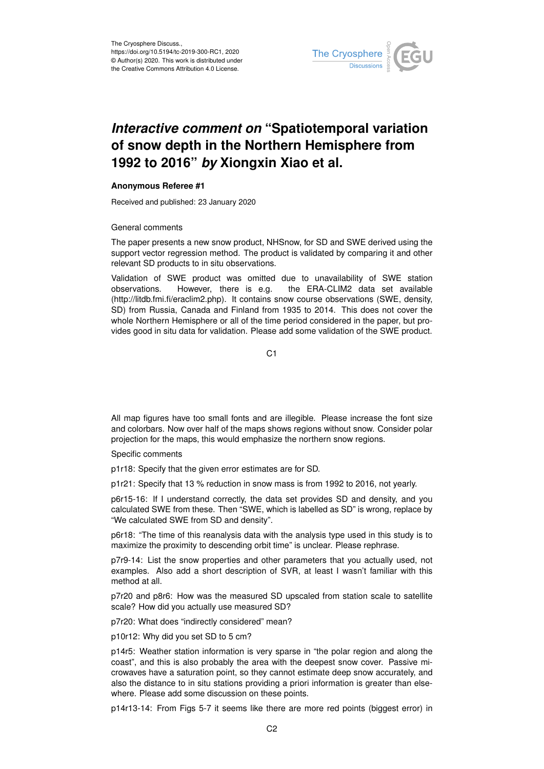# *Interactive comment on* "Spatiotemporal variation of snow depth in the Northern Hemisphere from 1992 to 2016" *by* Xiongxin Xiao et al.

**Anonymous Referee #1**

Received and published: 23 January 2020

General comments

The paper presents a new snow product, NHSnow, for SD and SWE derived using the support vector regression method. The product is validated by comparing it and other relevant SD products to in situ observations.

Validation of SWE product was omitted due to unavailability of SWE station observations. However, there is e.g. the ERA-CLIM2 data set available (http://litdb.fmi.fi/eraclim2.php). It contains snow course observations (SWE, density, SD) from Russia, Canada and Finland from 1935 to 2014. This does not cover the whole Northern Hemisphere or all of the time period considered in the paper, but provides good in situ data for validation. Please add some validation of the SWE product.

All map figures have too small fonts and are illegible. Please increase the font size and colorbars. Now over half of the maps shows regions without snow. Consider polar projection for the maps, this would emphasize the northern snow regions.

Specific comments

p1r18: Specify that the given error estimates are for SD.

p1r21: Specify that 13 % reduction in snow mass is from 1992 to 2016, not yearly.

p6r15-16: If I understand correctly, the data set provides SD and density, and you calculated SWE from these. Then "SWE, which is labelled as SD" is wrong, replace by "We calculated SWE from SD and density".

p6r18: "The time of this reanalysis data with the analysis type used in this study is to maximize the proximity to descending orbit time" is unclear. Please rephrase.

p7r9-14: List the snow properties and other parameters that you actually used, not examples. Also add a short description of SVR, at least I wasn't familiar with this method at all.

p7r20 and p8r6: How was the measured SD upscaled from station scale to satellite scale? How did you actually use measured SD?

p7r20: What does "indirectly considered" mean?

p10r12: Why did you set SD to 5 cm?

p14r5: Weather station information is very sparse in "the polar region and along the coast", and this is also probably the area with the deepest snow cover. Passive microwaves have a saturation point, so they cannot estimate deep snow accurately, and also the distance to in situ stations providing a priori information is greater than elsewhere. Please add some discussion on these points.

p14r13-14: From Figs 5-7 it seems like there are more red points (biggest error) in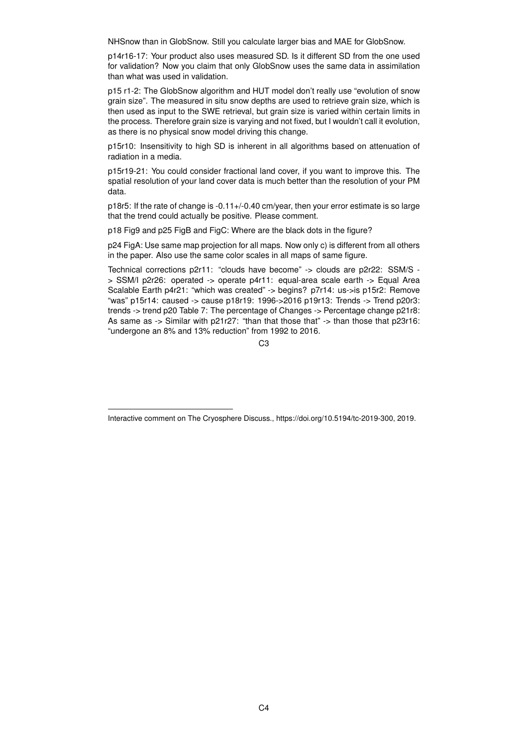NHSnow than in GlobSnow. Still you calculate larger bias and MAE for GlobSnow.

p14r16-17: Your product also uses measured SD. Is it different SD from the one used for validation? Now you claim that only GlobSnow uses the same data in assimilation than what was used in validation.

p15 r1-2: The GlobSnow algorithm and HUT model don't really use "evolution of snow grain size". The measured in situ snow depths are used to retrieve grain size, which is then used as input to the SWE retrieval, but grain size is varied within certain limits in the process. Therefore grain size is varying and not fixed, but I wouldn't call it evolution, as there is no physical snow model driving this change.

p15r10: Insensitivity to high SD is inherent in all algorithms based on attenuation of radiation in a media.

p15r19-21: You could consider fractional land cover, if you want to improve this. The spatial resolution of your land cover data is much better than the resolution of your PM data.

p18r5: If the rate of change is -0.11+/-0.40 cm/year, then your error estimate is so large that the trend could actually be positive. Please comment.

p18 Fig9 and p25 FigB and FigC: Where are the black dots in the figure?

p24 FigA: Use same map projection for all maps. Now only c) is different from all others in the paper. Also use the same color scales in all maps of same figure.

Technical corrections p2r11: "clouds have become" -> clouds are p2r22: SSM/S -> SSM/I p2r26: operated -> operate p4r11: equal-area scale earth -> Equal Area Scalable Earth p4r21: "which was created" -> begins? p7r14: us->is p15r2: Remove "was" p15r14: caused -> cause p18r19: 1996->2016 p19r13: Trends -> Trend p20r3: trends -> trend p20 Table 7: The percentage of Changes -> Percentage change p21r8: As same as -> Similar with p21r27: "than that those that" -> than those that p23r16: "undergone an 8% and 13% reduction" from 1992 to 2016.

---

Interactive comment on The Cryosphere Discuss., https://doi.org/10.5194/tc-2019-300, 2019.